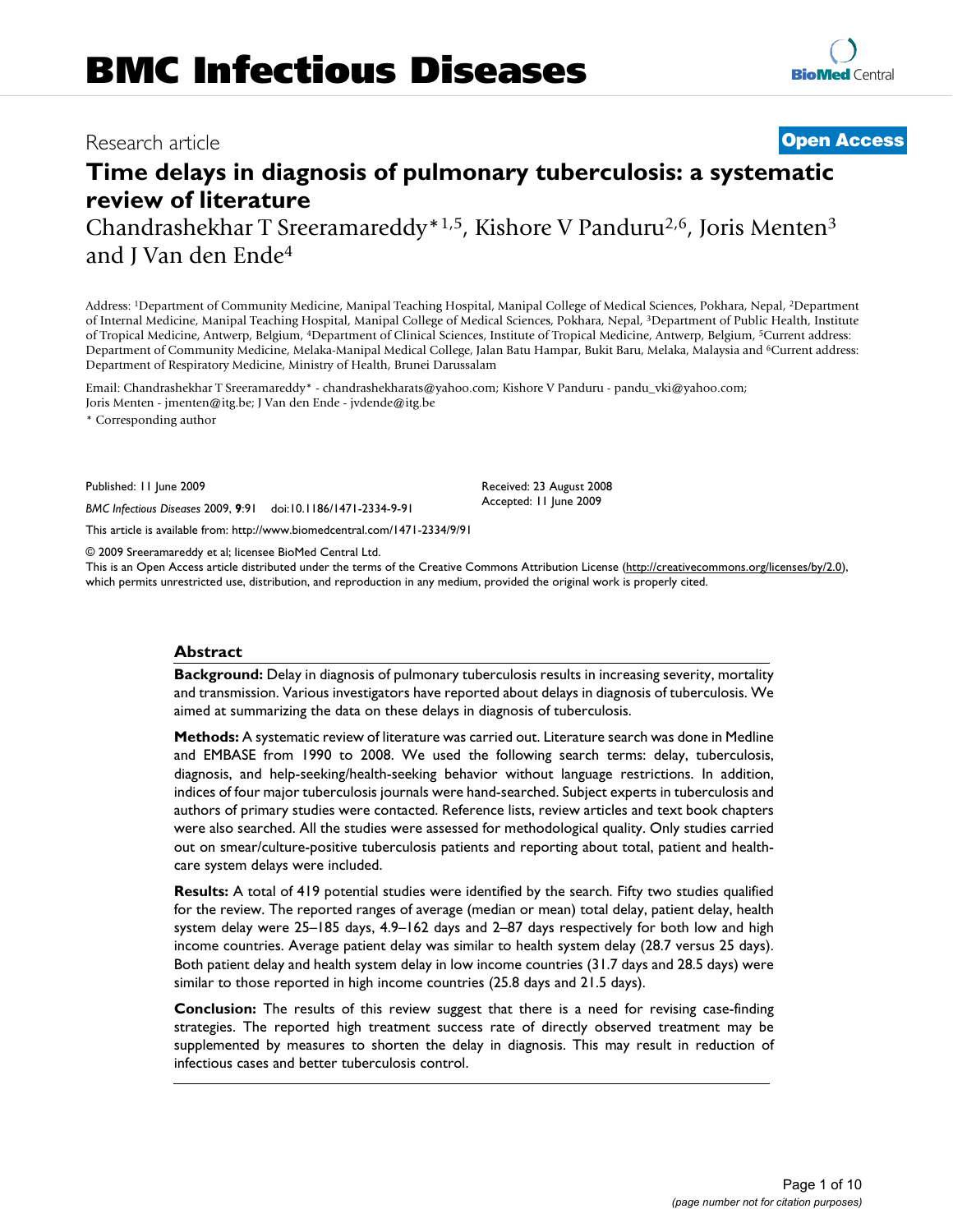# BMC Infectious Diseases

Research article

**Open Access**

# Time delays in diagnosis of pulmonary tuberculosis: a systematic review of literature

Chandrashekhar T Sreeramareddy*[1,5], Kishore V Panduru[2,6], Joris Menten[3] and J Van den Ende[4]

Address: [1]Department of Community Medicine, Manipal Teaching Hospital, Manipal College of Medical Sciences, Pokhara, Nepal, [2]Department of Internal Medicine, Manipal Teaching Hospital, Manipal College of Medical Sciences, Pokhara, Nepal, [3]Department of Public Health, Institute of Tropical Medicine, Antwerp, Belgium, [4]Department of Clinical Sciences, Institute of Tropical Medicine, Antwerp, Belgium, [5]Current address: Department of Community Medicine, Melaka-Manipal Medical College, Jalan Batu Hampar, Bukit Baru, Melaka, Malaysia and [6]Current address: Department of Respiratory Medicine, Ministry of Health, Brunei Darussalam

Email: Chandrashekhar T Sreeramareddy* - chandrashekharats@yahoo.com; Kishore V Panduru - pandu_vki@yahoo.com; Joris Menten - jmenten@itg.be; J Van den Ende - jvdende@itg.be

* Corresponding author

Published: 11 June 2009

*BMC Infectious Diseases* 2009, **9**:91 doi:10.1186/1471-2334-9-91

Received: 23 August 2008
Accepted: 11 June 2009

This article is available from: http://www.biomedcentral.com/1471-2334/9/91

© 2009 Sreeramareddy et al; licensee BioMed Central Ltd.
This is an Open Access article distributed under the terms of the Creative Commons Attribution License (http://creativecommons.org/licenses/by/2.0), which permits unrestricted use, distribution, and reproduction in any medium, provided the original work is properly cited.

## Abstract

**Background:** Delay in diagnosis of pulmonary tuberculosis results in increasing severity, mortality and transmission. Various investigators have reported about delays in diagnosis of tuberculosis. We aimed at summarizing the data on these delays in diagnosis of tuberculosis.

**Methods:** A systematic review of literature was carried out. Literature search was done in Medline and EMBASE from 1990 to 2008. We used the following search terms: delay, tuberculosis, diagnosis, and help-seeking/health-seeking behavior without language restrictions. In addition, indices of four major tuberculosis journals were hand-searched. Subject experts in tuberculosis and authors of primary studies were contacted. Reference lists, review articles and text book chapters were also searched. All the studies were assessed for methodological quality. Only studies carried out on smear/culture-positive tuberculosis patients and reporting about total, patient and health-care system delays were included.

**Results:** A total of 419 potential studies were identified by the search. Fifty two studies qualified for the review. The reported ranges of average (median or mean) total delay, patient delay, health system delay were 25–185 days, 4.9–162 days and 2–87 days respectively for both low and high income countries. Average patient delay was similar to health system delay (28.7 versus 25 days). Both patient delay and health system delay in low income countries (31.7 days and 28.5 days) were similar to those reported in high income countries (25.8 days and 21.5 days).

**Conclusion:** The results of this review suggest that there is a need for revising case-finding strategies. The reported high treatment success rate of directly observed treatment may be supplemented by measures to shorten the delay in diagnosis. This may result in reduction of infectious cases and better tuberculosis control.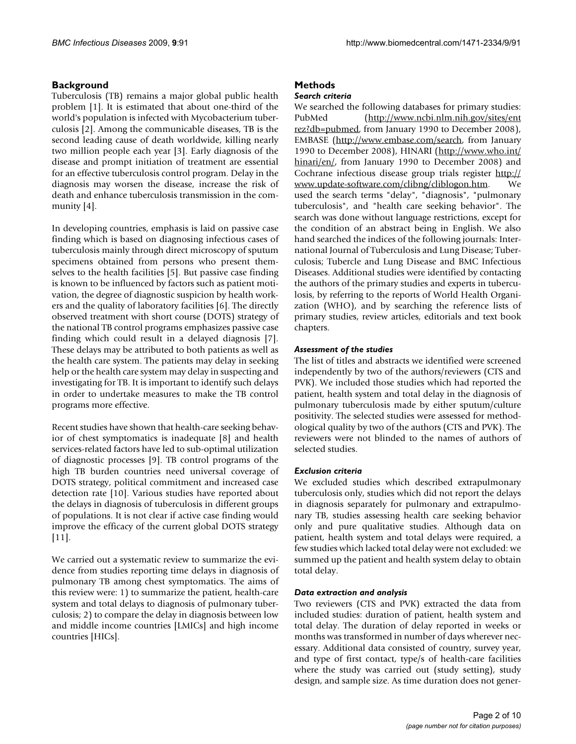## Background

Tuberculosis (TB) remains a major global public health problem [1]. It is estimated that about one-third of the world's population is infected with Mycobacterium tuberculosis [2]. Among the communicable diseases, TB is the second leading cause of death worldwide, killing nearly two million people each year [3]. Early diagnosis of the disease and prompt initiation of treatment are essential for an effective tuberculosis control program. Delay in the diagnosis may worsen the disease, increase the risk of death and enhance tuberculosis transmission in the community [4].

In developing countries, emphasis is laid on passive case finding which is based on diagnosing infectious cases of tuberculosis mainly through direct microscopy of sputum specimens obtained from persons who present themselves to the health facilities [5]. But passive case finding is known to be influenced by factors such as patient motivation, the degree of diagnostic suspicion by health workers and the quality of laboratory facilities [6]. The directly observed treatment with short course (DOTS) strategy of the national TB control programs emphasizes passive case finding which could result in a delayed diagnosis [7]. These delays may be attributed to both patients as well as the health care system. The patients may delay in seeking help or the health care system may delay in suspecting and investigating for TB. It is important to identify such delays in order to undertake measures to make the TB control programs more effective.

Recent studies have shown that health-care seeking behavior of chest symptomatics is inadequate [8] and health services-related factors have led to sub-optimal utilization of diagnostic processes [9]. TB control programs of the high TB burden countries need universal coverage of DOTS strategy, political commitment and increased case detection rate [10]. Various studies have reported about the delays in diagnosis of tuberculosis in different groups of populations. It is not clear if active case finding would improve the efficacy of the current global DOTS strategy [11].

We carried out a systematic review to summarize the evidence from studies reporting time delays in diagnosis of pulmonary TB among chest symptomatics. The aims of this review were: 1) to summarize the patient, health-care system and total delays to diagnosis of pulmonary tuberculosis; 2) to compare the delay in diagnosis between low and middle income countries [LMICs] and high income countries [HICs].

## Methods

### *Search criteria*

We searched the following databases for primary studies: PubMed (http://www.ncbi.nlm.nih.gov/sites/entrez?db=pubmed, from January 1990 to December 2008), EMBASE (http://www.embase.com/search, from January 1990 to December 2008), HINARI (http://www.who.int/hinari/en/, from January 1990 to December 2008) and Cochrane infectious disease group trials register http://www.update-software.com/clibng/cliblogon.htm. We used the search terms "delay", "diagnosis", "pulmonary tuberculosis", and "health care seeking behavior". The search was done without language restrictions, except for the condition of an abstract being in English. We also hand searched the indices of the following journals: International Journal of Tuberculosis and Lung Disease; Tuberculosis; Tubercle and Lung Disease and BMC Infectious Diseases. Additional studies were identified by contacting the authors of the primary studies and experts in tuberculosis, by referring to the reports of World Health Organization (WHO), and by searching the reference lists of primary studies, review articles, editorials and text book chapters.

### *Assessment of the studies*

The list of titles and abstracts we identified were screened independently by two of the authors/reviewers (CTS and PVK). We included those studies which had reported the patient, health system and total delay in the diagnosis of pulmonary tuberculosis made by either sputum/culture positivity. The selected studies were assessed for methodological quality by two of the authors (CTS and PVK). The reviewers were not blinded to the names of authors of selected studies.

### *Exclusion criteria*

We excluded studies which described extrapulmonary tuberculosis only, studies which did not report the delays in diagnosis separately for pulmonary and extrapulmonary TB, studies assessing health care seeking behavior only and pure qualitative studies. Although data on patient, health system and total delays were required, a few studies which lacked total delay were not excluded: we summed up the patient and health system delay to obtain total delay.

### *Data extraction and analysis*

Two reviewers (CTS and PVK) extracted the data from included studies: duration of patient, health system and total delay. The duration of delay reported in weeks or months was transformed in number of days wherever necessary. Additional data consisted of country, survey year, and type of first contact, type/s of health-care facilities where the study was carried out (study setting), study design, and sample size. As time duration does not gener-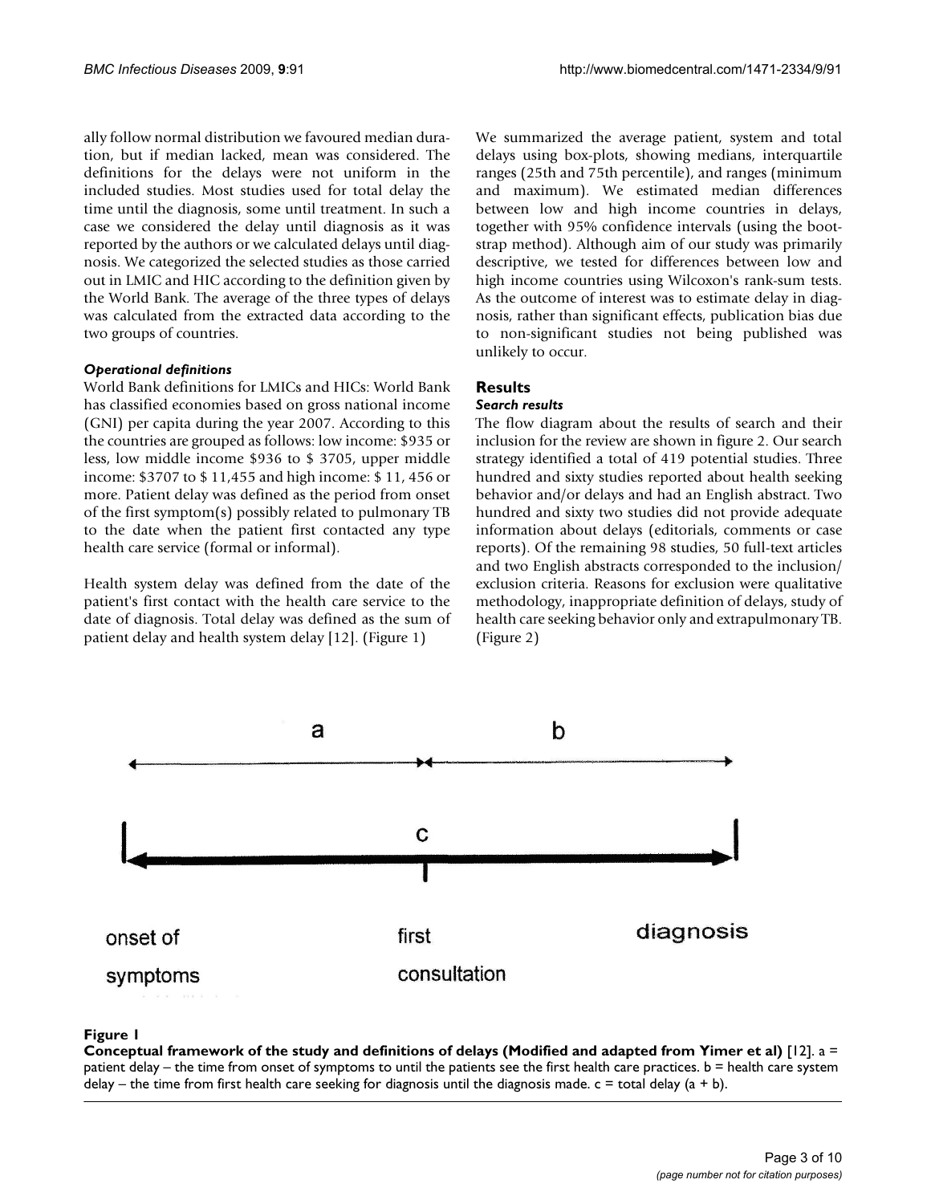ally follow normal distribution we favoured median duration, but if median lacked, mean was considered. The definitions for the delays were not uniform in the included studies. Most studies used for total delay the time until the diagnosis, some until treatment. In such a case we considered the delay until diagnosis as it was reported by the authors or we calculated delays until diagnosis. We categorized the selected studies as those carried out in LMIC and HIC according to the definition given by the World Bank. The average of the three types of delays was calculated from the extracted data according to the two groups of countries.

### *Operational definitions*

World Bank definitions for LMICs and HICs: World Bank has classified economies based on gross national income (GNI) per capita during the year 2007. According to this the countries are grouped as follows: low income: $935 or less, low middle income $936 to $ 3705, upper middle income: $3707 to $ 11,455 and high income: $ 11, 456 or more. Patient delay was defined as the period from onset of the first symptom(s) possibly related to pulmonary TB to the date when the patient first contacted any type health care service (formal or informal).

Health system delay was defined from the date of the patient's first contact with the health care service to the date of diagnosis. Total delay was defined as the sum of patient delay and health system delay [12]. (Figure 1)

We summarized the average patient, system and total delays using box-plots, showing medians, interquartile ranges (25th and 75th percentile), and ranges (minimum and maximum). We estimated median differences between low and high income countries in delays, together with 95% confidence intervals (using the bootstrap method). Although aim of our study was primarily descriptive, we tested for differences between low and high income countries using Wilcoxon's rank-sum tests. As the outcome of interest was to estimate delay in diagnosis, rather than significant effects, publication bias due to non-significant studies not being published was unlikely to occur.

## Results

### *Search results*

The flow diagram about the results of search and their inclusion for the review are shown in figure 2. Our search strategy identified a total of 419 potential studies. Three hundred and sixty studies reported about health seeking behavior and/or delays and had an English abstract. Two hundred and sixty two studies did not provide adequate information about delays (editorials, comments or case reports). Of the remaining 98 studies, 50 full-text articles and two English abstracts corresponded to the inclusion/exclusion criteria. Reasons for exclusion were qualitative methodology, inappropriate definition of delays, study of health care seeking behavior only and extrapulmonary TB. (Figure 2)

**Figure 1**

**Conceptual framework of the study and definitions of delays (Modified and adapted from Yimer et al)** [12]. a = patient delay – the time from onset of symptoms to until the patients see the first health care practices. b = health care system delay – the time from first health care seeking for diagnosis until the diagnosis made. c = total delay (a + b).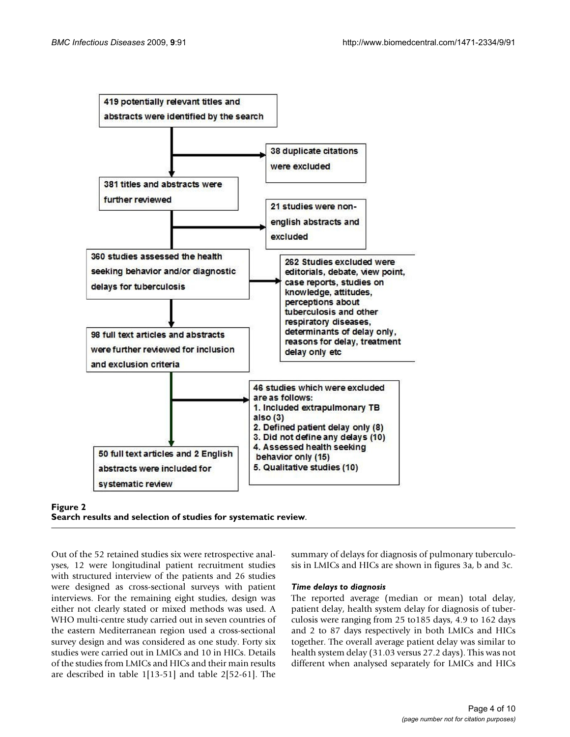419 potentially relevant titles and abstracts were identified by the search

38 duplicate citations were excluded

381 titles and abstracts were further reviewed

21 studies were non-english abstracts and excluded

360 studies assessed the health seeking behavior and/or diagnostic delays for tuberculosis

262 Studies excluded were editorials, debate, view point, case reports, studies on knowledge, attitudes, perceptions about tuberculosis and other respiratory diseases, determinants of delay only, reasons for delay, treatment delay only etc

98 full text articles and abstracts were further reviewed for inclusion and exclusion criteria

46 studies which were excluded are as follows:
1. Included extrapulmonary TB also (3)
2. Defined patient delay only (8)
3. Did not define any delays (10)
4. Assessed health seeking behavior only (15)
5. Qualitative studies (10)

50 full text articles and 2 English abstracts were included for systematic review

**Figure 2**
**Search results and selection of studies for systematic review**.

Out of the 52 retained studies six were retrospective analyses, 12 were longitudinal patient recruitment studies with structured interview of the patients and 26 studies were designed as cross-sectional surveys with patient interviews. For the remaining eight studies, design was either not clearly stated or mixed methods was used. A WHO multi-centre study carried out in seven countries of the eastern Mediterranean region used a cross-sectional survey design and was considered as one study. Forty six studies were carried out in LMICs and 10 in HICs. Details of the studies from LMICs and HICs and their main results are described in table 1[13-51] and table 2[52-61]. The summary of delays for diagnosis of pulmonary tuberculosis in LMICs and HICs are shown in figures 3a, b and 3c.

### *Time delays to diagnosis*

The reported average (median or mean) total delay, patient delay, health system delay for diagnosis of tuberculosis were ranging from 25 to185 days, 4.9 to 162 days and 2 to 87 days respectively in both LMICs and HICs together. The overall average patient delay was similar to health system delay (31.03 versus 27.2 days). This was not different when analysed separately for LMICs and HICs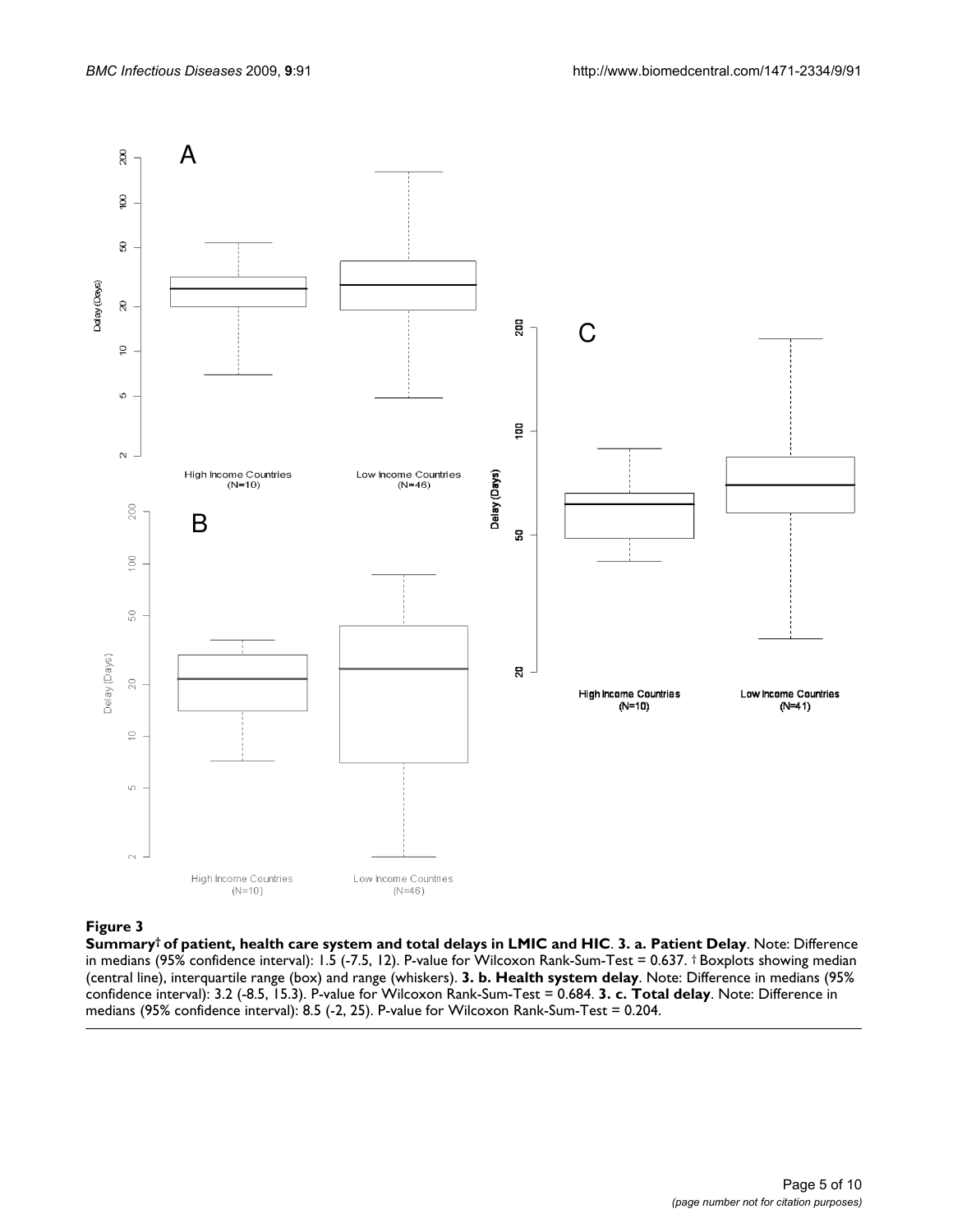**Figure 3**

**Summary† of patient, health care system and total delays in LMIC and HIC**. **3. a. Patient Delay**. Note: Difference in medians (95% confidence interval): 1.5 (-7.5, 12). P-value for Wilcoxon Rank-Sum-Test = 0.637. † Boxplots showing median (central line), interquartile range (box) and range (whiskers). **3. b. Health system delay**. Note: Difference in medians (95% confidence interval): 3.2 (-8.5, 15.3). P-value for Wilcoxon Rank-Sum-Test = 0.684. **3. c. Total delay**. Note: Difference in medians (95% confidence interval): 8.5 (-2, 25). P-value for Wilcoxon Rank-Sum-Test = 0.204.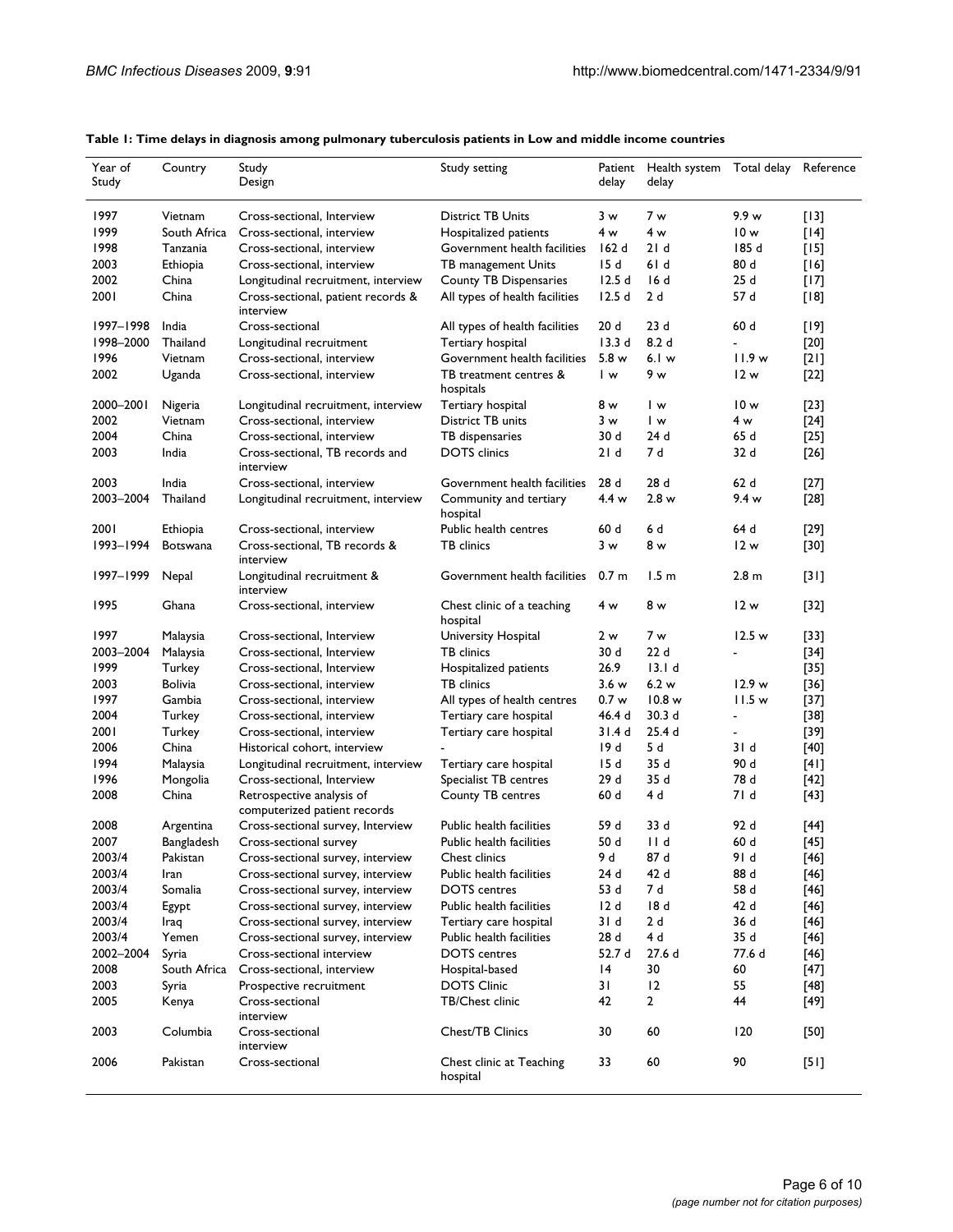**Table 1: Time delays in diagnosis among pulmonary tuberculosis patients in Low and middle income countries**

| Year of Study | Country | Study Design | Study setting | Patient delay | Health system delay | Total delay | Reference |
|---|---|---|---|---|---|---|---|
| 1997 | Vietnam | Cross-sectional, Interview | District TB Units | 3 w | 7 w | 9.9 w | [13] |
| 1999 | South Africa | Cross-sectional, interview | Hospitalized patients | 4 w | 4 w | 10 w | [14] |
| 1998 | Tanzania | Cross-sectional, interview | Government health facilities | 162 d | 21 d | 185 d | [15] |
| 2003 | Ethiopia | Cross-sectional, interview | TB management Units | 15 d | 61 d | 80 d | [16] |
| 2002 | China | Longitudinal recruitment, interview | County TB Dispensaries | 12.5 d | 16 d | 25 d | [17] |
| 2001 | China | Cross-sectional, patient records & interview | All types of health facilities | 12.5 d | 2 d | 57 d | [18] |
| 1997–1998 | India | Cross-sectional | All types of health facilities | 20 d | 23 d | 60 d | [19] |
| 1998–2000 | Thailand | Longitudinal recruitment | Tertiary hospital | 13.3 d | 8.2 d | - | [20] |
| 1996 | Vietnam | Cross-sectional, interview | Government health facilities | 5.8 w | 6.1 w | 11.9 w | [21] |
| 2002 | Uganda | Cross-sectional, interview | TB treatment centres & hospitals | 1 w | 9 w | 12 w | [22] |
| 2000–2001 | Nigeria | Longitudinal recruitment, interview | Tertiary hospital | 8 w | 1 w | 10 w | [23] |
| 2002 | Vietnam | Cross-sectional, interview | District TB units | 3 w | 1 w | 4 w | [24] |
| 2004 | China | Cross-sectional, interview | TB dispensaries | 30 d | 24 d | 65 d | [25] |
| 2003 | India | Cross-sectional, TB records and interview | DOTS clinics | 21 d | 7 d | 32 d | [26] |
| 2003 | India | Cross-sectional, interview | Government health facilities | 28 d | 28 d | 62 d | [27] |
| 2003–2004 | Thailand | Longitudinal recruitment, interview | Community and tertiary hospital | 4.4 w | 2.8 w | 9.4 w | [28] |
| 2001 | Ethiopia | Cross-sectional, interview | Public health centres | 60 d | 6 d | 64 d | [29] |
| 1993–1994 | Botswana | Cross-sectional, TB records & interview | TB clinics | 3 w | 8 w | 12 w | [30] |
| 1997–1999 | Nepal | Longitudinal recruitment & interview | Government health facilities | 0.7 m | 1.5 m | 2.8 m | [31] |
| 1995 | Ghana | Cross-sectional, interview | Chest clinic of a teaching hospital | 4 w | 8 w | 12 w | [32] |
| 1997 | Malaysia | Cross-sectional, Interview | University Hospital | 2 w | 7 w | 12.5 w | [33] |
| 2003–2004 | Malaysia | Cross-sectional, Interview | TB clinics | 30 d | 22 d | - | [34] |
| 1999 | Turkey | Cross-sectional, Interview | Hospitalized patients | 26.9 | 13.1 d | | [35] |
| 2003 | Bolivia | Cross-sectional, interview | TB clinics | 3.6 w | 6.2 w | 12.9 w | [36] |
| 1997 | Gambia | Cross-sectional, interview | All types of health centres | 0.7 w | 10.8 w | 11.5 w | [37] |
| 2004 | Turkey | Cross-sectional, interview | Tertiary care hospital | 46.4 d | 30.3 d | - | [38] |
| 2001 | Turkey | Cross-sectional, interview | Tertiary care hospital | 31.4 d | 25.4 d | - | [39] |
| 2006 | China | Historical cohort, interview | - | 19 d | 5 d | 31 d | [40] |
| 1994 | Malaysia | Longitudinal recruitment, interview | Tertiary care hospital | 15 d | 35 d | 90 d | [41] |
| 1996 | Mongolia | Cross-sectional, Interview | Specialist TB centres | 29 d | 35 d | 78 d | [42] |
| 2008 | China | Retrospective analysis of computerized patient records | County TB centres | 60 d | 4 d | 71 d | [43] |
| 2008 | Argentina | Cross-sectional survey, Interview | Public health facilities | 59 d | 33 d | 92 d | [44] |
| 2007 | Bangladesh | Cross-sectional survey | Public health facilities | 50 d | 11 d | 60 d | [45] |
| 2003/4 | Pakistan | Cross-sectional survey, interview | Chest clinics | 9 d | 87 d | 91 d | [46] |
| 2003/4 | Iran | Cross-sectional survey, interview | Public health facilities | 24 d | 42 d | 88 d | [46] |
| 2003/4 | Somalia | Cross-sectional survey, interview | DOTS centres | 53 d | 7 d | 58 d | [46] |
| 2003/4 | Egypt | Cross-sectional survey, interview | Public health facilities | 12 d | 18 d | 42 d | [46] |
| 2003/4 | Iraq | Cross-sectional survey, interview | Tertiary care hospital | 31 d | 2 d | 36 d | [46] |
| 2003/4 | Yemen | Cross-sectional survey, interview | Public health facilities | 28 d | 4 d | 35 d | [46] |
| 2002–2004 | Syria | Cross-sectional interview | DOTS centres | 52.7 d | 27.6 d | 77.6 d | [46] |
| 2008 | South Africa | Cross-sectional, interview | Hospital-based | 14 | 30 | 60 | [47] |
| 2003 | Syria | Prospective recruitment | DOTS Clinic | 31 | 12 | 55 | [48] |
| 2005 | Kenya | Cross-sectional interview | TB/Chest clinic | 42 | 2 | 44 | [49] |
| 2003 | Columbia | Cross-sectional interview | Chest/TB Clinics | 30 | 60 | 120 | [50] |
| 2006 | Pakistan | Cross-sectional | Chest clinic at Teaching hospital | 33 | 60 | 90 | [51] |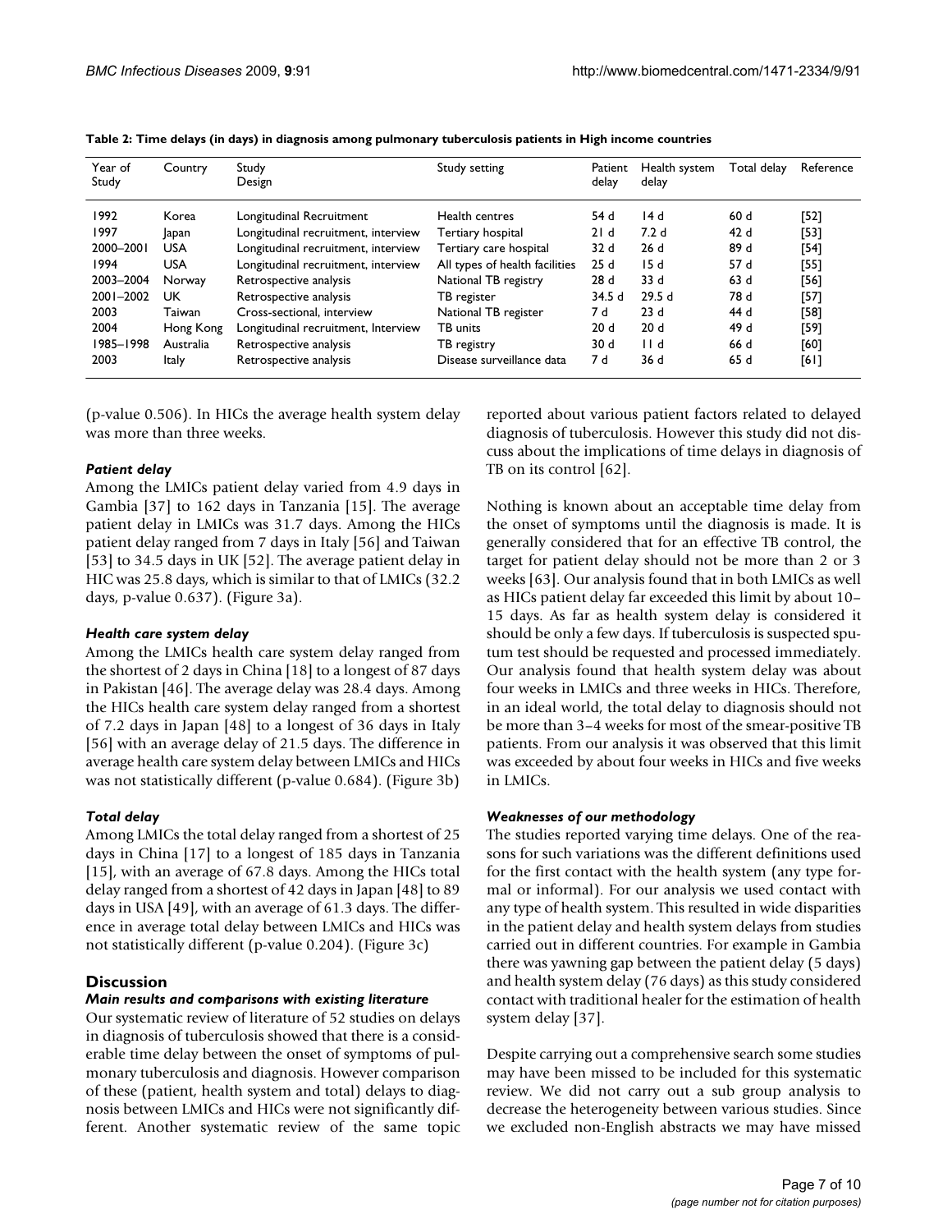**Table 2: Time delays (in days) in diagnosis among pulmonary tuberculosis patients in High income countries**

| Year of Study | Country | Study Design | Study setting | Patient delay | Health system delay | Total delay | Reference |
|---|---|---|---|---|---|---|---|
| 1992 | Korea | Longitudinal Recruitment | Health centres | 54 d | 14 d | 60 d | [52] |
| 1997 | Japan | Longitudinal recruitment, interview | Tertiary hospital | 21 d | 7.2 d | 42 d | [53] |
| 2000–2001 | USA | Longitudinal recruitment, interview | Tertiary care hospital | 32 d | 26 d | 89 d | [54] |
| 1994 | USA | Longitudinal recruitment, interview | All types of health facilities | 25 d | 15 d | 57 d | [55] |
| 2003–2004 | Norway | Retrospective analysis | National TB registry | 28 d | 33 d | 63 d | [56] |
| 2001–2002 | UK | Retrospective analysis | TB register | 34.5 d | 29.5 d | 78 d | [57] |
| 2003 | Taiwan | Cross-sectional, interview | National TB register | 7 d | 23 d | 44 d | [58] |
| 2004 | Hong Kong | Longitudinal recruitment, Interview | TB units | 20 d | 20 d | 49 d | [59] |
| 1985–1998 | Australia | Retrospective analysis | TB registry | 30 d | 11 d | 66 d | [60] |
| 2003 | Italy | Retrospective analysis | Disease surveillance data | 7 d | 36 d | 65 d | [61] |

(p-value 0.506). In HICs the average health system delay was more than three weeks.

### *Patient delay*

Among the LMICs patient delay varied from 4.9 days in Gambia [37] to 162 days in Tanzania [15]. The average patient delay in LMICs was 31.7 days. Among the HICs patient delay ranged from 7 days in Italy [56] and Taiwan [53] to 34.5 days in UK [52]. The average patient delay in HIC was 25.8 days, which is similar to that of LMICs (32.2 days, p-value 0.637). (Figure 3a).

### *Health care system delay*

Among the LMICs health care system delay ranged from the shortest of 2 days in China [18] to a longest of 87 days in Pakistan [46]. The average delay was 28.4 days. Among the HICs health care system delay ranged from a shortest of 7.2 days in Japan [48] to a longest of 36 days in Italy [56] with an average delay of 21.5 days. The difference in average health care system delay between LMICs and HICs was not statistically different (p-value 0.684). (Figure 3b)

### *Total delay*

Among LMICs the total delay ranged from a shortest of 25 days in China [17] to a longest of 185 days in Tanzania [15], with an average of 67.8 days. Among the HICs total delay ranged from a shortest of 42 days in Japan [48] to 89 days in USA [49], with an average of 61.3 days. The difference in average total delay between LMICs and HICs was not statistically different (p-value 0.204). (Figure 3c)

## Discussion

### *Main results and comparisons with existing literature*

Our systematic review of literature of 52 studies on delays in diagnosis of tuberculosis showed that there is a considerable time delay between the onset of symptoms of pulmonary tuberculosis and diagnosis. However comparison of these (patient, health system and total) delays to diagnosis between LMICs and HICs were not significantly different. Another systematic review of the same topic reported about various patient factors related to delayed diagnosis of tuberculosis. However this study did not discuss about the implications of time delays in diagnosis of TB on its control [62].

Nothing is known about an acceptable time delay from the onset of symptoms until the diagnosis is made. It is generally considered that for an effective TB control, the target for patient delay should not be more than 2 or 3 weeks [63]. Our analysis found that in both LMICs as well as HICs patient delay far exceeded this limit by about 10–15 days. As far as health system delay is considered it should be only a few days. If tuberculosis is suspected sputum test should be requested and processed immediately. Our analysis found that health system delay was about four weeks in LMICs and three weeks in HICs. Therefore, in an ideal world, the total delay to diagnosis should not be more than 3–4 weeks for most of the smear-positive TB patients. From our analysis it was observed that this limit was exceeded by about four weeks in HICs and five weeks in LMICs.

### *Weaknesses of our methodology*

The studies reported varying time delays. One of the reasons for such variations was the different definitions used for the first contact with the health system (any type formal or informal). For our analysis we used contact with any type of health system. This resulted in wide disparities in the patient delay and health system delays from studies carried out in different countries. For example in Gambia there was yawning gap between the patient delay (5 days) and health system delay (76 days) as this study considered contact with traditional healer for the estimation of health system delay [37].

Despite carrying out a comprehensive search some studies may have been missed to be included for this systematic review. We did not carry out a sub group analysis to decrease the heterogeneity between various studies. Since we excluded non-English abstracts we may have missed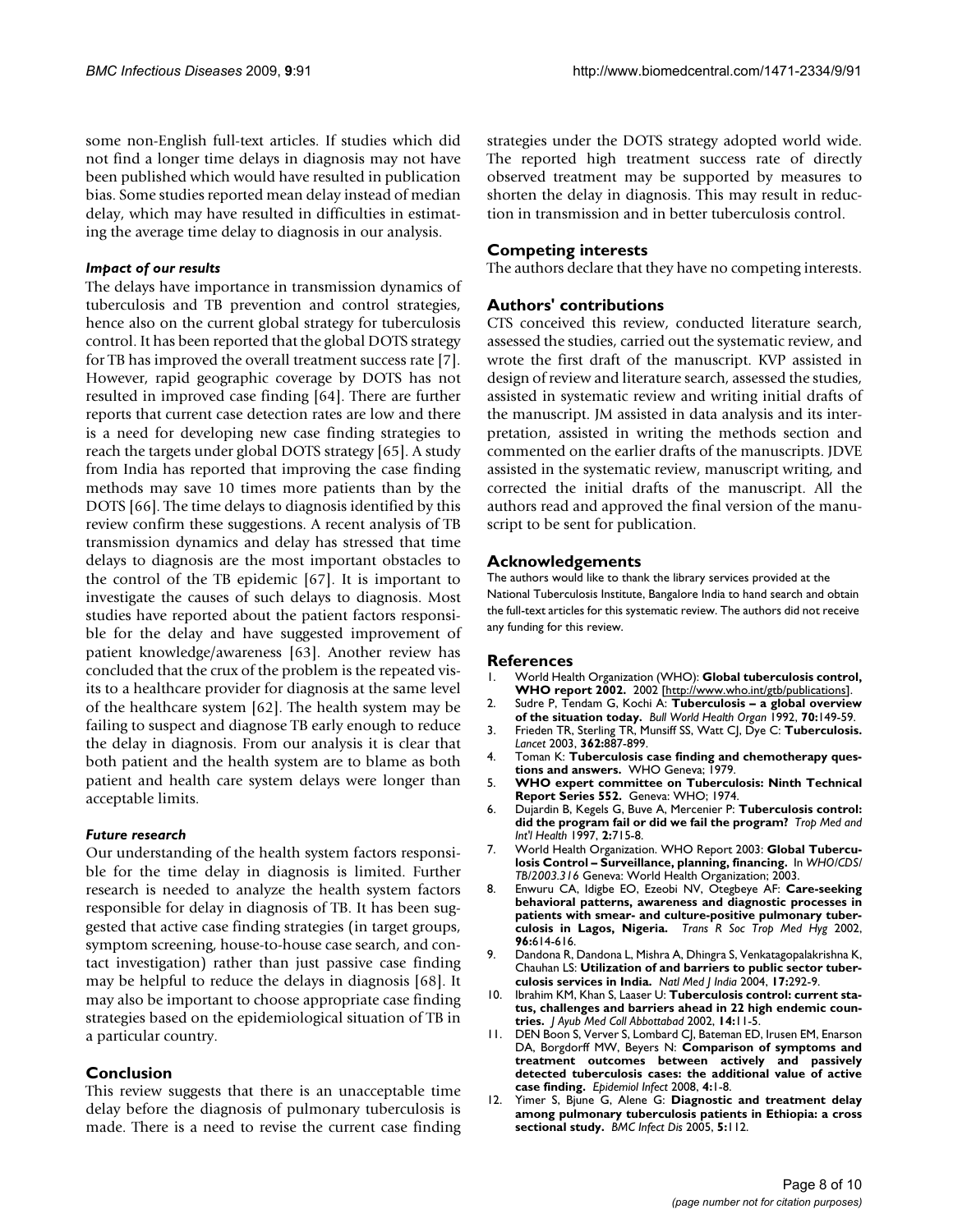some non-English full-text articles. If studies which did not find a longer time delays in diagnosis may not have been published which would have resulted in publication bias. Some studies reported mean delay instead of median delay, which may have resulted in difficulties in estimating the average time delay to diagnosis in our analysis.

#### *Impact of our results*

The delays have importance in transmission dynamics of tuberculosis and TB prevention and control strategies, hence also on the current global strategy for tuberculosis control. It has been reported that the global DOTS strategy for TB has improved the overall treatment success rate [7]. However, rapid geographic coverage by DOTS has not resulted in improved case finding [64]. There are further reports that current case detection rates are low and there is a need for developing new case finding strategies to reach the targets under global DOTS strategy [65]. A study from India has reported that improving the case finding methods may save 10 times more patients than by the DOTS [66]. The time delays to diagnosis identified by this review confirm these suggestions. A recent analysis of TB transmission dynamics and delay has stressed that time delays to diagnosis are the most important obstacles to the control of the TB epidemic [67]. It is important to investigate the causes of such delays to diagnosis. Most studies have reported about the patient factors responsible for the delay and have suggested improvement of patient knowledge/awareness [63]. Another review has concluded that the crux of the problem is the repeated visits to a healthcare provider for diagnosis at the same level of the healthcare system [62]. The health system may be failing to suspect and diagnose TB early enough to reduce the delay in diagnosis. From our analysis it is clear that both patient and the health system are to blame as both patient and health care system delays were longer than acceptable limits.

#### *Future research*

Our understanding of the health system factors responsible for the time delay in diagnosis is limited. Further research is needed to analyze the health system factors responsible for delay in diagnosis of TB. It has been suggested that active case finding strategies (in target groups, symptom screening, house-to-house case search, and contact investigation) rather than just passive case finding may be helpful to reduce the delays in diagnosis [68]. It may also be important to choose appropriate case finding strategies based on the epidemiological situation of TB in a particular country.

## Conclusion

This review suggests that there is an unacceptable time delay before the diagnosis of pulmonary tuberculosis is made. There is a need to revise the current case finding strategies under the DOTS strategy adopted world wide. The reported high treatment success rate of directly observed treatment may be supported by measures to shorten the delay in diagnosis. This may result in reduction in transmission and in better tuberculosis control.

## Competing interests

The authors declare that they have no competing interests.

## Authors' contributions

CTS conceived this review, conducted literature search, assessed the studies, carried out the systematic review, and wrote the first draft of the manuscript. KVP assisted in design of review and literature search, assessed the studies, assisted in systematic review and writing initial drafts of the manuscript. JM assisted in data analysis and its interpretation, assisted in writing the methods section and commented on the earlier drafts of the manuscripts. JDVE assisted in the systematic review, manuscript writing, and corrected the initial drafts of the manuscript. All the authors read and approved the final version of the manuscript to be sent for publication.

## Acknowledgements

The authors would like to thank the library services provided at the National Tuberculosis Institute, Bangalore India to hand search and obtain the full-text articles for this systematic review. The authors did not receive any funding for this review.

## References

1. World Health Organization (WHO): **Global tuberculosis control, WHO report 2002.** 2002 [http://www.who.int/gtb/publications].
2. Sudre P, Tendam G, Kochi A: **Tuberculosis – a global overview of the situation today.** *Bull World Health Organ* 1992, **70:**149-59.
3. Frieden TR, Sterling TR, Munsiff SS, Watt CJ, Dye C: **Tuberculosis.** *Lancet* 2003, **362:**887-899.
4. Toman K: **Tuberculosis case finding and chemotherapy questions and answers.** WHO Geneva; 1979.
5. **WHO expert committee on Tuberculosis: Ninth Technical Report Series 552.** Geneva: WHO; 1974.
6. Dujardin B, Kegels G, Buve A, Mercenier P: **Tuberculosis control: did the program fail or did we fail the program?** *Trop Med and Int'l Health* 1997, **2:**715-8.
7. World Health Organization. WHO Report 2003: **Global Tuberculosis Control – Surveillance, planning, financing.** In *WHO/CDS/TB/2003.316* Geneva: World Health Organization; 2003.
8. Enwuru CA, Idigbe EO, Ezeobi NV, Otegbeye AF: **Care-seeking behavioral patterns, awareness and diagnostic processes in patients with smear- and culture-positive pulmonary tuberculosis in Lagos, Nigeria.** *Trans R Soc Trop Med Hyg* 2002, **96:**614-616.
9. Dandona R, Dandona L, Mishra A, Dhingra S, Venkatagopalakrishna K, Chauhan LS: **Utilization of and barriers to public sector tuberculosis services in India.** *Natl Med J India* 2004, **17:**292-9.
10. Ibrahim KM, Khan S, Laaser U: **Tuberculosis control: current status, challenges and barriers ahead in 22 high endemic countries.** *J Ayub Med Coll Abbottabad* 2002, **14:**11-5.
11. DEN Boon S, Verver S, Lombard CJ, Bateman ED, Irusen EM, Enarson DA, Borgdorff MW, Beyers N: **Comparison of symptoms and treatment outcomes between actively and passively detected tuberculosis cases: the additional value of active case finding.** *Epidemiol Infect* 2008, **4:**1-8.
12. Yimer S, Bjune G, Alene G: **Diagnostic and treatment delay among pulmonary tuberculosis patients in Ethiopia: a cross sectional study.** *BMC Infect Dis* 2005, **5:**112.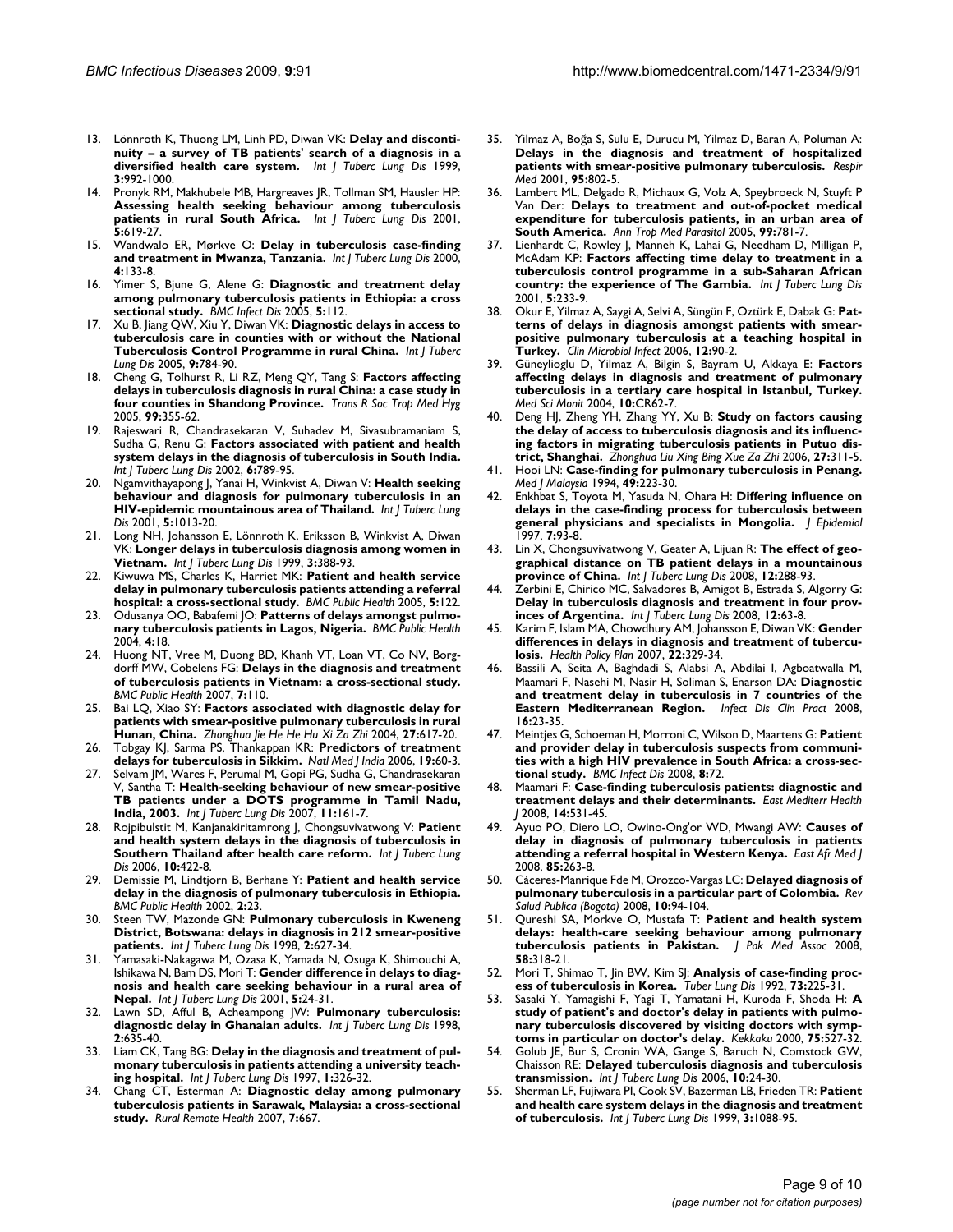13. Lönnroth K, Thuong LM, Linh PD, Diwan VK: **Delay and discontinuity – a survey of TB patients' search of a diagnosis in a diversified health care system.** *Int J Tuberc Lung Dis* 1999, **3:**992-1000.
14. Pronyk RM, Makhubele MB, Hargreaves JR, Tollman SM, Hausler HP: **Assessing health seeking behaviour among tuberculosis patients in rural South Africa.** *Int J Tuberc Lung Dis* 2001, **5:**619-27.
15. Wandwalo ER, Mørkve O: **Delay in tuberculosis case-finding and treatment in Mwanza, Tanzania.** *Int J Tuberc Lung Dis* 2000, **4:**133-8.
16. Yimer S, Bjune G, Alene G: **Diagnostic and treatment delay among pulmonary tuberculosis patients in Ethiopia: a cross sectional study.** *BMC Infect Dis* 2005, **5:**112.
17. Xu B, Jiang QW, Xiu Y, Diwan VK: **Diagnostic delays in access to tuberculosis care in counties with or without the National Tuberculosis Control Programme in rural China.** *Int J Tuberc Lung Dis* 2005, **9:**784-90.
18. Cheng G, Tolhurst R, Li RZ, Meng QY, Tang S: **Factors affecting delays in tuberculosis diagnosis in rural China: a case study in four counties in Shandong Province.** *Trans R Soc Trop Med Hyg* 2005, **99:**355-62.
19. Rajeswari R, Chandrasekaran V, Suhadev M, Sivasubramaniam S, Sudha G, Renu G: **Factors associated with patient and health system delays in the diagnosis of tuberculosis in South India.** *Int J Tuberc Lung Dis* 2002, **6:**789-95.
20. Ngamvithayapong J, Yanai H, Winkvist A, Diwan V: **Health seeking behaviour and diagnosis for pulmonary tuberculosis in an HIV-epidemic mountainous area of Thailand.** *Int J Tuberc Lung Dis* 2001, **5:**1013-20.
21. Long NH, Johansson E, Lönnroth K, Eriksson B, Winkvist A, Diwan VK: **Longer delays in tuberculosis diagnosis among women in Vietnam.** *Int J Tuberc Lung Dis* 1999, **3:**388-93.
22. Kiwuwa MS, Charles K, Harriet MK: **Patient and health service delay in pulmonary tuberculosis patients attending a referral hospital: a cross-sectional study.** *BMC Public Health* 2005, **5:**122.
23. Odusanya OO, Babafemi JO: **Patterns of delays amongst pulmonary tuberculosis patients in Lagos, Nigeria.** *BMC Public Health* 2004, **4:**18.
24. Huong NT, Vree M, Duong BD, Khanh VT, Loan VT, Co NV, Borgdorff MW, Cobelens FG: **Delays in the diagnosis and treatment of tuberculosis patients in Vietnam: a cross-sectional study.** *BMC Public Health* 2007, **7:**110.
25. Bai LQ, Xiao SY: **Factors associated with diagnostic delay for patients with smear-positive pulmonary tuberculosis in rural Hunan, China.** *Zhonghua Jie He He Hu Xi Za Zhi* 2004, **27:**617-20.
26. Tobgay KJ, Sarma PS, Thankappan KR: **Predictors of treatment delays for tuberculosis in Sikkim.** *Natl Med J India* 2006, **19:**60-3.
27. Selvam JM, Wares F, Perumal M, Gopi PG, Sudha G, Chandrasekaran V, Santha T: **Health-seeking behaviour of new smear-positive TB patients under a DOTS programme in Tamil Nadu, India, 2003.** *Int J Tuberc Lung Dis* 2007, **11:**161-7.
28. Rojpibulstit M, Kanjanakiritamrong J, Chongsuvivatwong V: **Patient and health system delays in the diagnosis of tuberculosis in Southern Thailand after health care reform.** *Int J Tuberc Lung Dis* 2006, **10:**422-8.
29. Demissie M, Lindtjorn B, Berhane Y: **Patient and health service delay in the diagnosis of pulmonary tuberculosis in Ethiopia.** *BMC Public Health* 2002, **2:**23.
30. Steen TW, Mazonde GN: **Pulmonary tuberculosis in Kweneng District, Botswana: delays in diagnosis in 212 smear-positive patients.** *Int J Tuberc Lung Dis* 1998, **2:**627-34.
31. Yamasaki-Nakagawa M, Ozasa K, Yamada N, Osuga K, Shimouchi A, Ishikawa N, Bam DS, Mori T: **Gender difference in delays to diagnosis and health care seeking behaviour in a rural area of Nepal.** *Int J Tuberc Lung Dis* 2001, **5:**24-31.
32. Lawn SD, Afful B, Acheampong JW: **Pulmonary tuberculosis: diagnostic delay in Ghanaian adults.** *Int J Tuberc Lung Dis* 1998, **2:**635-40.
33. Liam CK, Tang BG: **Delay in the diagnosis and treatment of pulmonary tuberculosis in patients attending a university teaching hospital.** *Int J Tuberc Lung Dis* 1997, **1:**326-32.
34. Chang CT, Esterman A: **Diagnostic delay among pulmonary tuberculosis patients in Sarawak, Malaysia: a cross-sectional study.** *Rural Remote Health* 2007, **7:**667.
35. Yilmaz A, Boğa S, Sulu E, Durucu M, Yilmaz D, Baran A, Poluman A: **Delays in the diagnosis and treatment of hospitalized patients with smear-positive pulmonary tuberculosis.** *Respir Med* 2001, **95:**802-5.
36. Lambert ML, Delgado R, Michaux G, Volz A, Speybroeck N, Stuyft P Van Der: **Delays to treatment and out-of-pocket medical expenditure for tuberculosis patients, in an urban area of South America.** *Ann Trop Med Parasitol* 2005, **99:**781-7.
37. Lienhardt C, Rowley J, Manneh K, Lahai G, Needham D, Milligan P, McAdam KP: **Factors affecting time delay to treatment in a tuberculosis control programme in a sub-Saharan African country: the experience of The Gambia.** *Int J Tuberc Lung Dis* 2001, **5:**233-9.
38. Okur E, Yilmaz A, Saygi A, Selvi A, Süngün F, Oztürk E, Dabak G: **Patterns of delays in diagnosis amongst patients with smear-positive pulmonary tuberculosis at a teaching hospital in Turkey.** *Clin Microbiol Infect* 2006, **12:**90-2.
39. Güneylioglu D, Yilmaz A, Bilgin S, Bayram U, Akkaya E: **Factors affecting delays in diagnosis and treatment of pulmonary tuberculosis in a tertiary care hospital in Istanbul, Turkey.** *Med Sci Monit* 2004, **10:**CR62-7.
40. Deng HJ, Zheng YH, Zhang YY, Xu B: **Study on factors causing the delay of access to tuberculosis diagnosis and its influencing factors in migrating tuberculosis patients in Putuo district, Shanghai.** *Zhonghua Liu Xing Bing Xue Za Zhi* 2006, **27:**311-5.
41. Hooi LN: **Case-finding for pulmonary tuberculosis in Penang.** *Med J Malaysia* 1994, **49:**223-30.
42. Enkhbat S, Toyota M, Yasuda N, Ohara H: **Differing influence on delays in the case-finding process for tuberculosis between general physicians and specialists in Mongolia.** *J Epidemiol* 1997, **7:**93-8.
43. Lin X, Chongsuvivatwong V, Geater A, Lijuan R: **The effect of geographical distance on TB patient delays in a mountainous province of China.** *Int J Tuberc Lung Dis* 2008, **12:**288-93.
44. Zerbini E, Chirico MC, Salvadores B, Amigot B, Estrada S, Algorry G: **Delay in tuberculosis diagnosis and treatment in four provinces of Argentina.** *Int J Tuberc Lung Dis* 2008, **12:**63-8.
45. Karim F, Islam MA, Chowdhury AM, Johansson E, Diwan VK: **Gender differences in delays in diagnosis and treatment of tuberculosis.** *Health Policy Plan* 2007, **22:**329-34.
46. Bassili A, Seita A, Baghdadi S, Alabsi A, Abdilai I, Agboatwalla M, Maamari F, Nasehi M, Nasir H, Soliman S, Enarson DA: **Diagnostic and treatment delay in tuberculosis in 7 countries of the Eastern Mediterranean Region.** *Infect Dis Clin Pract* 2008, **16:**23-35.
47. Meintjes G, Schoeman H, Morroni C, Wilson D, Maartens G: **Patient and provider delay in tuberculosis suspects from communities with a high HIV prevalence in South Africa: a cross-sectional study.** *BMC Infect Dis* 2008, **8:**72.
48. Maamari F: **Case-finding tuberculosis patients: diagnostic and treatment delays and their determinants.** *East Mediterr Health J* 2008, **14:**531-45.
49. Ayuo PO, Diero LO, Owino-Ong'or WD, Mwangi AW: **Causes of delay in diagnosis of pulmonary tuberculosis in patients attending a referral hospital in Western Kenya.** *East Afr Med J* 2008, **85:**263-8.
50. Cáceres-Manrique Fde M, Orozco-Vargas LC: **Delayed diagnosis of pulmonary tuberculosis in a particular part of Colombia.** *Rev Salud Publica (Bogota)* 2008, **10:**94-104.
51. Qureshi SA, Morkve O, Mustafa T: **Patient and health system delays: health-care seeking behaviour among pulmonary tuberculosis patients in Pakistan.** *J Pak Med Assoc* 2008, **58:**318-21.
52. Mori T, Shimao T, Jin BW, Kim SJ: **Analysis of case-finding process of tuberculosis in Korea.** *Tuber Lung Dis* 1992, **73:**225-31.
53. Sasaki Y, Yamagishi F, Yagi T, Yamatani H, Kuroda F, Shoda H: **A study of patient's and doctor's delay in patients with pulmonary tuberculosis discovered by visiting doctors with symptoms in particular on doctor's delay.** *Kekkaku* 2000, **75:**527-32.
54. Golub JE, Bur S, Cronin WA, Gange S, Baruch N, Comstock GW, Chaisson RE: **Delayed tuberculosis diagnosis and tuberculosis transmission.** *Int J Tuberc Lung Dis* 2006, **10:**24-30.
55. Sherman LF, Fujiwara PI, Cook SV, Bazerman LB, Frieden TR: **Patient and health care system delays in the diagnosis and treatment of tuberculosis.** *Int J Tuberc Lung Dis* 1999, **3:**1088-95.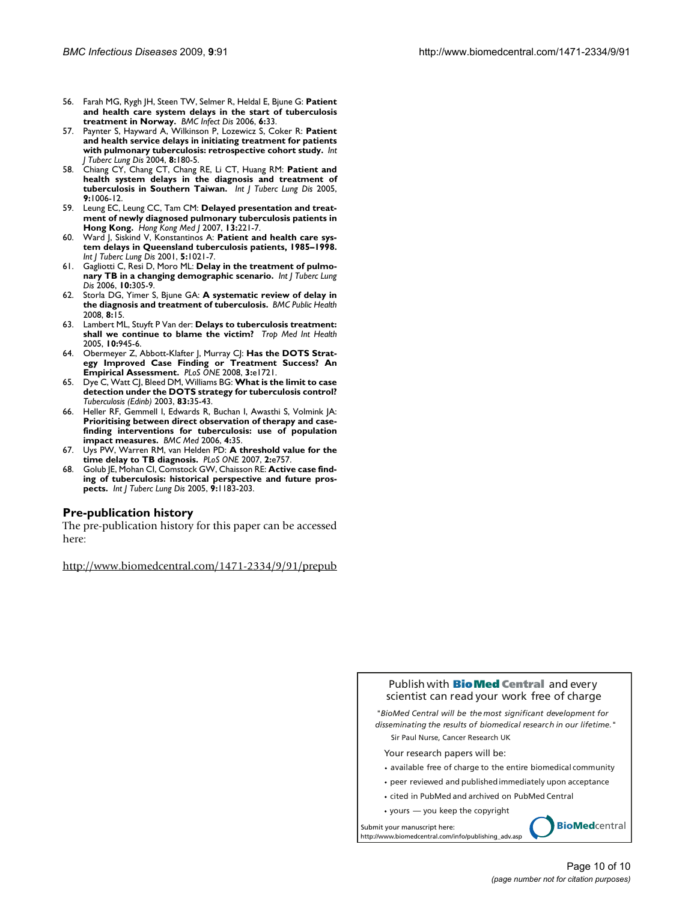56. Farah MG, Rygh JH, Steen TW, Selmer R, Heldal E, Bjune G: **Patient and health care system delays in the start of tuberculosis treatment in Norway.** *BMC Infect Dis* 2006, **6:**33.
57. Paynter S, Hayward A, Wilkinson P, Lozewicz S, Coker R: **Patient and health service delays in initiating treatment for patients with pulmonary tuberculosis: retrospective cohort study.** *Int J Tuberc Lung Dis* 2004, **8:**180-5.
58. Chiang CY, Chang CT, Chang RE, Li CT, Huang RM: **Patient and health system delays in the diagnosis and treatment of tuberculosis in Southern Taiwan.** *Int J Tuberc Lung Dis* 2005, **9:**1006-12.
59. Leung EC, Leung CC, Tam CM: **Delayed presentation and treatment of newly diagnosed pulmonary tuberculosis patients in Hong Kong.** *Hong Kong Med J* 2007, **13:**221-7.
60. Ward J, Siskind V, Konstantinos A: **Patient and health care system delays in Queensland tuberculosis patients, 1985–1998.** *Int J Tuberc Lung Dis* 2001, **5:**1021-7.
61. Gagliotti C, Resi D, Moro ML: **Delay in the treatment of pulmonary TB in a changing demographic scenario.** *Int J Tuberc Lung Dis* 2006, **10:**305-9.
62. Storla DG, Yimer S, Bjune GA: **A systematic review of delay in the diagnosis and treatment of tuberculosis.** *BMC Public Health* 2008, **8:**15.
63. Lambert ML, Stuyft P Van der: **Delays to tuberculosis treatment: shall we continue to blame the victim?** *Trop Med Int Health* 2005, **10:**945-6.
64. Obermeyer Z, Abbott-Klafter J, Murray CJ: **Has the DOTS Strategy Improved Case Finding or Treatment Success? An Empirical Assessment.** *PLoS ONE* 2008, **3:**e1721.
65. Dye C, Watt CJ, Bleed DM, Williams BG: **What is the limit to case detection under the DOTS strategy for tuberculosis control?** *Tuberculosis (Edinb)* 2003, **83:**35-43.
66. Heller RF, Gemmell I, Edwards R, Buchan I, Awasthi S, Volmink JA: **Prioritising between direct observation of therapy and case-finding interventions for tuberculosis: use of population impact measures.** *BMC Med* 2006, **4:**35.
67. Uys PW, Warren RM, van Helden PD: **A threshold value for the time delay to TB diagnosis.** *PLoS ONE* 2007, **2:**e757.
68. Golub JE, Mohan CI, Comstock GW, Chaisson RE: **Active case finding of tuberculosis: historical perspective and future prospects.** *Int J Tuberc Lung Dis* 2005, **9:**1183-203.

## Pre-publication history

The pre-publication history for this paper can be accessed here:

http://www.biomedcentral.com/1471-2334/9/91/prepub

Publish with **BioMed Central** and every scientist can read your work free of charge

*"BioMed Central will be the most significant development for disseminating the results of biomedical research in our lifetime."*
Sir Paul Nurse, Cancer Research UK

Your research papers will be:

- available free of charge to the entire biomedical community
- peer reviewed and published immediately upon acceptance
- cited in PubMed and archived on PubMed Central
- yours — you keep the copyright

Submit your manuscript here:
http://www.biomedcentral.com/info/publishing_adv.asp

**BioMed**central